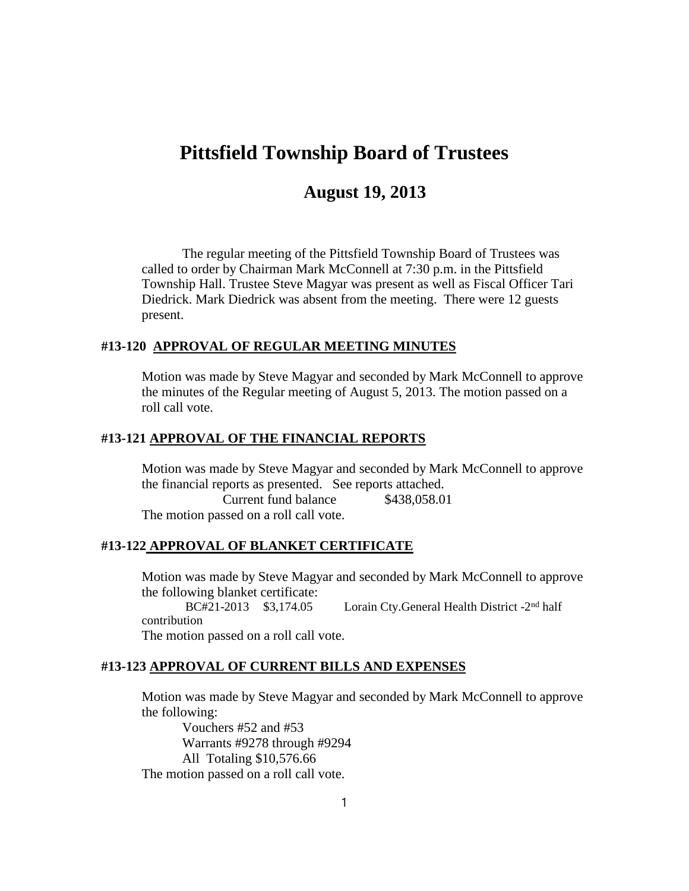# Pittsfield Township Board of Trustees

## August 19, 2013

The regular meeting of the Pittsfield Township Board of Trustees was called to order by Chairman Mark McConnell at 7:30 p.m. in the Pittsfield Township Hall. Trustee Steve Magyar was present as well as Fiscal Officer Tari Diedrick. Mark Diedrick was absent from the meeting. There were 12 guests present.

### #13-120 APPROVAL OF REGULAR MEETING MINUTES

Motion was made by Steve Magyar and seconded by Mark McConnell to approve the minutes of the Regular meeting of August 5, 2013. The motion passed on a roll call vote.

### #13-121 APPROVAL OF THE FINANCIAL REPORTS

Motion was made by Steve Magyar and seconded by Mark McConnell to approve the financial reports as presented. See reports attached.

Current fund balance $438,058.01

The motion passed on a roll call vote.

### #13-122 APPROVAL OF BLANKET CERTIFICATE

Motion was made by Steve Magyar and seconded by Mark McConnell to approve the following blanket certificate:

BC#21-2013 $3,174.05 Lorain Cty.General Health District -2nd half contribution

The motion passed on a roll call vote.

### #13-123 APPROVAL OF CURRENT BILLS AND EXPENSES

Motion was made by Steve Magyar and seconded by Mark McConnell to approve the following:

Vouchers #52 and #53
Warrants #9278 through #9294
All Totaling $10,576.66

The motion passed on a roll call vote.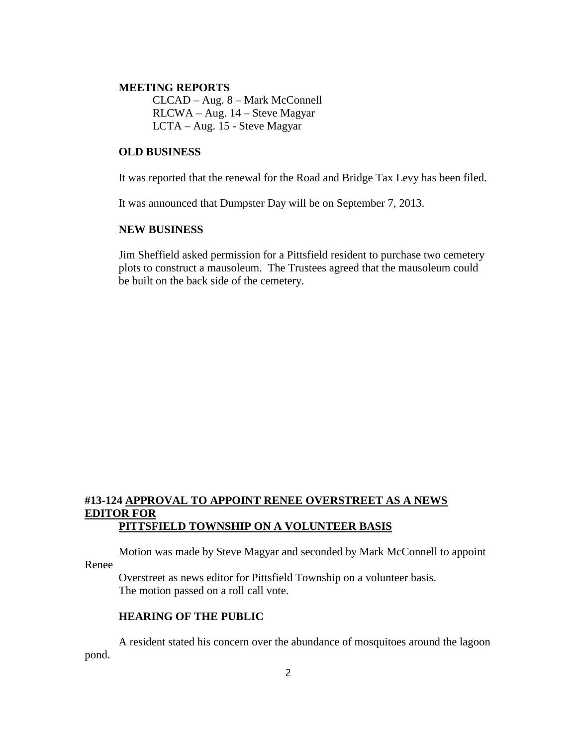**MEETING REPORTS**

CLCAD – Aug. 8 – Mark McConnell
RLCWA – Aug. 14 – Steve Magyar
LCTA – Aug. 15 - Steve Magyar

**OLD BUSINESS**

It was reported that the renewal for the Road and Bridge Tax Levy has been filed.

It was announced that Dumpster Day will be on September 7, 2013.

**NEW BUSINESS**

Jim Sheffield asked permission for a Pittsfield resident to purchase two cemetery plots to construct a mausoleum. The Trustees agreed that the mausoleum could be built on the back side of the cemetery.

**#13-124 APPROVAL TO APPOINT RENEE OVERSTREET AS A NEWS EDITOR FOR PITTSFIELD TOWNSHIP ON A VOLUNTEER BASIS**

Motion was made by Steve Magyar and seconded by Mark McConnell to appoint Renee Overstreet as news editor for Pittsfield Township on a volunteer basis.
The motion passed on a roll call vote.

**HEARING OF THE PUBLIC**

A resident stated his concern over the abundance of mosquitoes around the lagoon pond.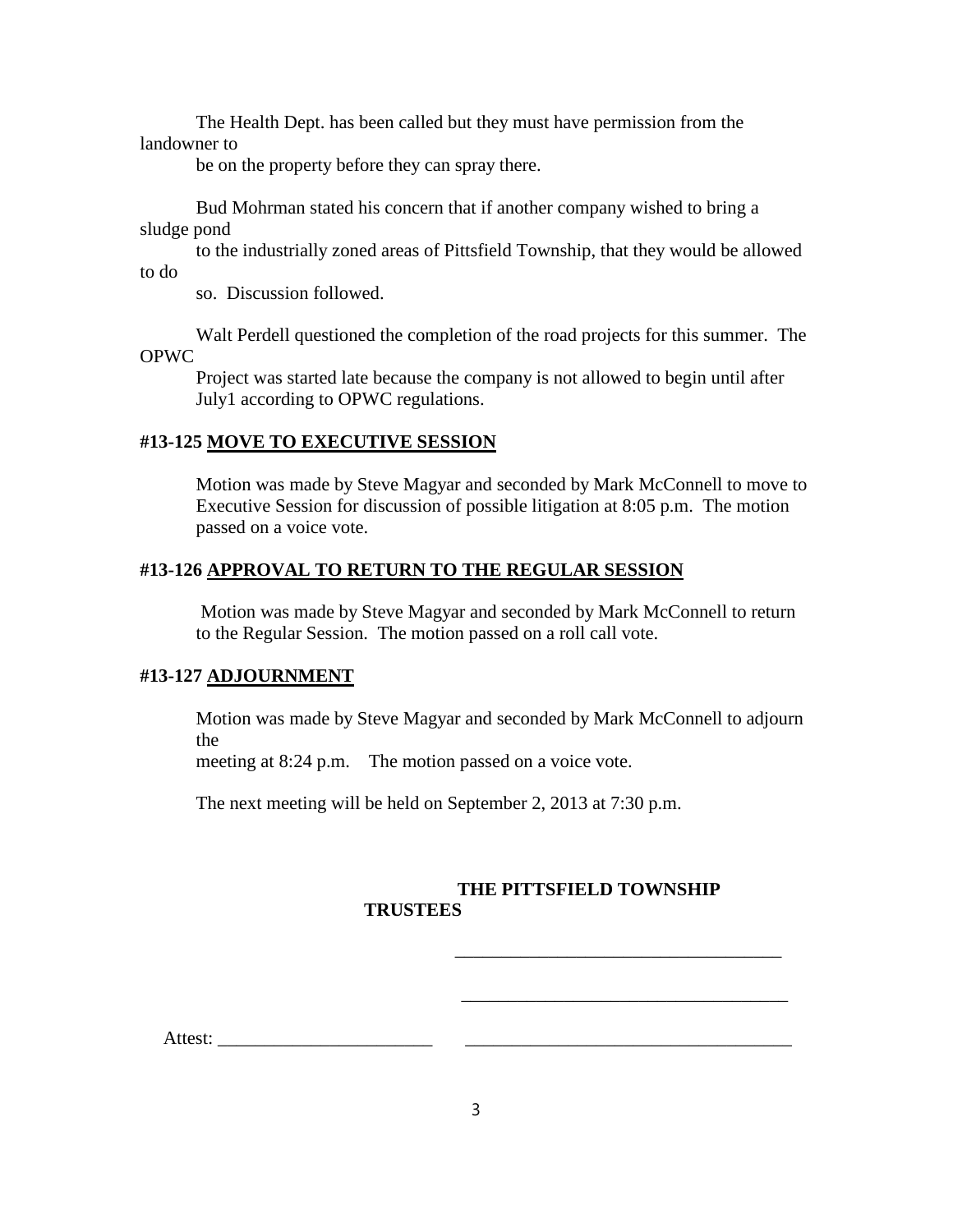The Health Dept. has been called but they must have permission from the landowner to be on the property before they can spray there.

Bud Mohrman stated his concern that if another company wished to bring a sludge pond to the industrially zoned areas of Pittsfield Township, that they would be allowed to do so. Discussion followed.

Walt Perdell questioned the completion of the road projects for this summer. The OPWC Project was started late because the company is not allowed to begin until after July1 according to OPWC regulations.

**#13-125 MOVE TO EXECUTIVE SESSION**

Motion was made by Steve Magyar and seconded by Mark McConnell to move to Executive Session for discussion of possible litigation at 8:05 p.m. The motion passed on a voice vote.

**#13-126 APPROVAL TO RETURN TO THE REGULAR SESSION**

Motion was made by Steve Magyar and seconded by Mark McConnell to return to the Regular Session. The motion passed on a roll call vote.

**#13-127 ADJOURNMENT**

Motion was made by Steve Magyar and seconded by Mark McConnell to adjourn the meeting at 8:24 p.m. The motion passed on a voice vote.

The next meeting will be held on September 2, 2013 at 7:30 p.m.

**THE PITTSFIELD TOWNSHIP TRUSTEES**

\_\_\_\_\_\_\_\_\_\_\_\_\_\_\_\_\_\_\_\_\_\_\_\_\_\_\_\_\_\_\_\_\_\_\_\_

\_\_\_\_\_\_\_\_\_\_\_\_\_\_\_\_\_\_\_\_\_\_\_\_\_\_\_\_\_\_\_\_\_\_\_\_

Attest: \_\_\_\_\_\_\_\_\_\_\_\_\_\_\_\_\_\_\_\_\_\_\_ \_\_\_\_\_\_\_\_\_\_\_\_\_\_\_\_\_\_\_\_\_\_\_\_\_\_\_\_\_\_\_\_\_\_\_\_